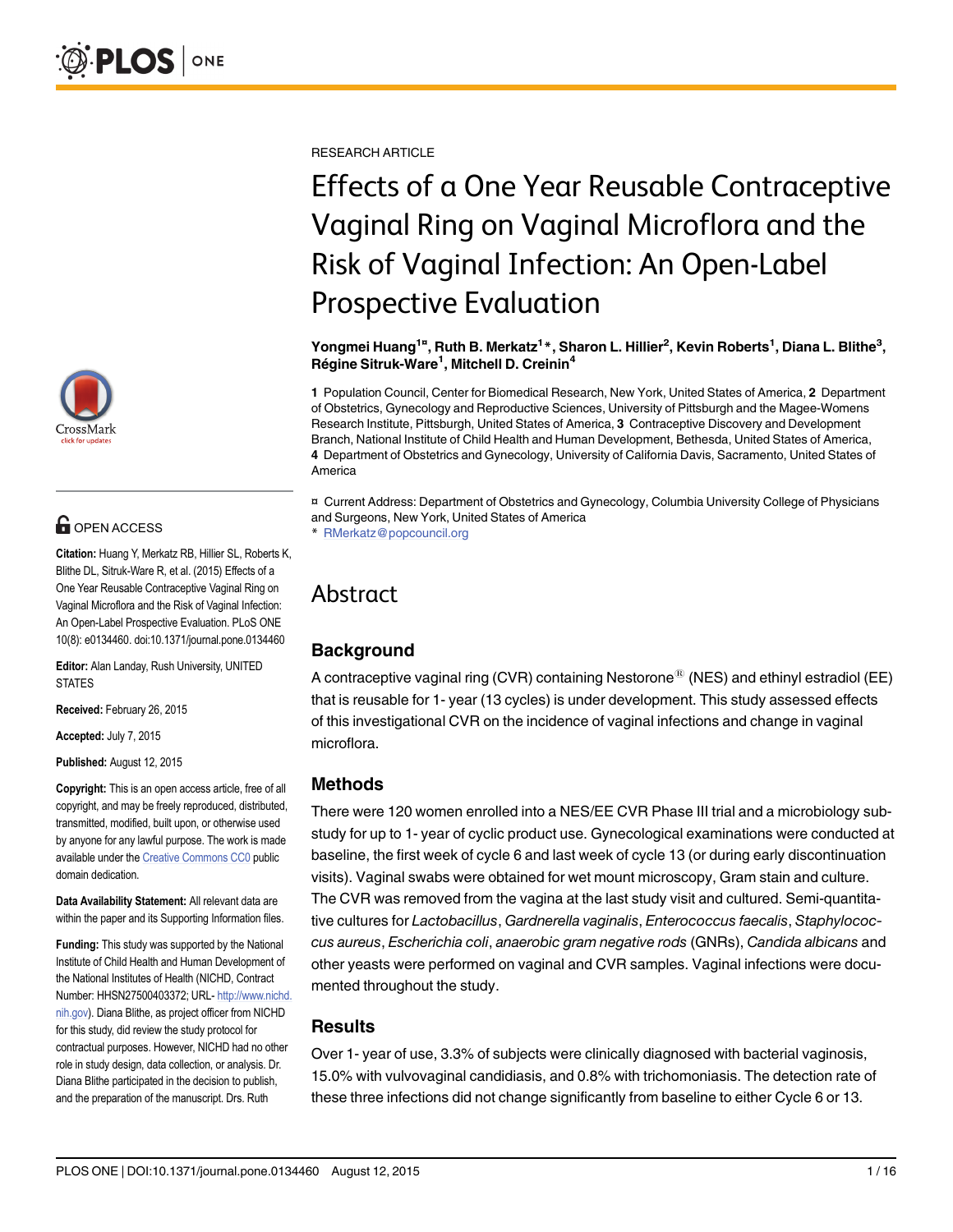RESEARCH ARTICLE

# Effects of a One Year Reusable Contraceptive Vaginal Ring on Vaginal Microflora and the Risk of Vaginal Infection: An Open-Label Prospective Evaluation

**Yongmei Huang[1¤], Ruth B. Merkatz[1]*, Sharon L. Hillier[2], Kevin Roberts[1], Diana L. Blithe[3], Régine Sitruk-Ware[1], Mitchell D. Creinin[4]**

**1** Population Council, Center for Biomedical Research, New York, United States of America, **2** Department of Obstetrics, Gynecology and Reproductive Sciences, University of Pittsburgh and the Magee-Womens Research Institute, Pittsburgh, United States of America, **3** Contraceptive Discovery and Development Branch, National Institute of Child Health and Human Development, Bethesda, United States of America, **4** Department of Obstetrics and Gynecology, University of California Davis, Sacramento, United States of America

¤ Current Address: Department of Obstetrics and Gynecology, Columbia University College of Physicians and Surgeons, New York, United States of America
* RMerkatz@popcouncil.org

OPEN ACCESS

**Citation:** Huang Y, Merkatz RB, Hillier SL, Roberts K, Blithe DL, Sitruk-Ware R, et al. (2015) Effects of a One Year Reusable Contraceptive Vaginal Ring on Vaginal Microflora and the Risk of Vaginal Infection: An Open-Label Prospective Evaluation. PLoS ONE 10(8): e0134460. doi:10.1371/journal.pone.0134460

**Editor:** Alan Landay, Rush University, UNITED STATES

**Received:** February 26, 2015

**Accepted:** July 7, 2015

**Published:** August 12, 2015

**Copyright:** This is an open access article, free of all copyright, and may be freely reproduced, distributed, transmitted, modified, built upon, or otherwise used by anyone for any lawful purpose. The work is made available under the Creative Commons CC0 public domain dedication.

**Data Availability Statement:** All relevant data are within the paper and its Supporting Information files.

**Funding:** This study was supported by the National Institute of Child Health and Human Development of the National Institutes of Health (NICHD, Contract Number: HHSN27500403372; URL- http://www.nichd.nih.gov). Diana Blithe, as project officer from NICHD for this study, did review the study protocol for contractual purposes. However, NICHD had no other role in study design, data collection, or analysis. Dr. Diana Blithe participated in the decision to publish, and the preparation of the manuscript. Drs. Ruth

## Abstract

### Background

A contraceptive vaginal ring (CVR) containing Nestorone® (NES) and ethinyl estradiol (EE) that is reusable for 1- year (13 cycles) is under development. This study assessed effects of this investigational CVR on the incidence of vaginal infections and change in vaginal microflora.

### Methods

There were 120 women enrolled into a NES/EE CVR Phase III trial and a microbiology sub-study for up to 1- year of cyclic product use. Gynecological examinations were conducted at baseline, the first week of cycle 6 and last week of cycle 13 (or during early discontinuation visits). Vaginal swabs were obtained for wet mount microscopy, Gram stain and culture. The CVR was removed from the vagina at the last study visit and cultured. Semi-quantitative cultures for *Lactobacillus*, *Gardnerella vaginalis*, *Enterococcus faecalis*, *Staphylococcus aureus*, *Escherichia coli*, *anaerobic gram negative rods* (GNRs), *Candida albicans* and other yeasts were performed on vaginal and CVR samples. Vaginal infections were documented throughout the study.

### Results

Over 1- year of use, 3.3% of subjects were clinically diagnosed with bacterial vaginosis, 15.0% with vulvovaginal candidiasis, and 0.8% with trichomoniasis. The detection rate of these three infections did not change significantly from baseline to either Cycle 6 or 13.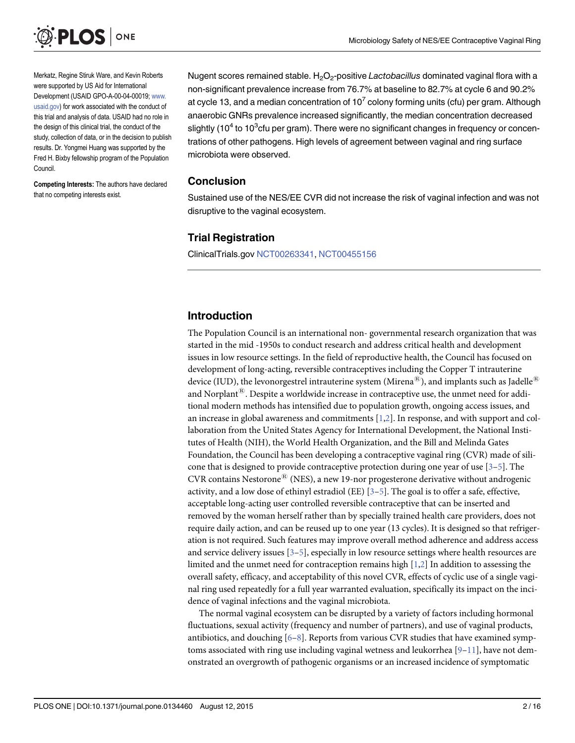Merkatz, Regine Stiruk Ware, and Kevin Roberts were supported by US Aid for International Development (USAID GPO-A-00-04-00019; www.usaid.gov) for work associated with the conduct of this trial and analysis of data. USAID had no role in the design of this clinical trial, the conduct of the study, collection of data, or in the decision to publish results. Dr. Yongmei Huang was supported by the Fred H. Bixby fellowship program of the Population Council.

**Competing Interests:** The authors have declared that no competing interests exist.

Nugent scores remained stable. $H_2O_2$-positive *Lactobacillus* dominated vaginal flora with a non-significant prevalence increase from 76.7% at baseline to 82.7% at cycle 6 and 90.2% at cycle 13, and a median concentration of $10^7$ colony forming units (cfu) per gram. Although anaerobic GNRs prevalence increased significantly, the median concentration decreased slightly ($10^4$ to $10^3$cfu per gram). There were no significant changes in frequency or concentrations of other pathogens. High levels of agreement between vaginal and ring surface microbiota were observed.

## Conclusion

Sustained use of the NES/EE CVR did not increase the risk of vaginal infection and was not disruptive to the vaginal ecosystem.

## Trial Registration

ClinicalTrials.gov NCT00263341, NCT00455156

## Introduction

The Population Council is an international non- governmental research organization that was started in the mid -1950s to conduct research and address critical health and development issues in low resource settings. In the field of reproductive health, the Council has focused on development of long-acting, reversible contraceptives including the Copper T intrauterine device (IUD), the levonorgestrel intrauterine system (Mirena®), and implants such as Jadelle® and Norplant®. Despite a worldwide increase in contraceptive use, the unmet need for additional modern methods has intensified due to population growth, ongoing access issues, and an increase in global awareness and commitments [1,2]. In response, and with support and collaboration from the United States Agency for International Development, the National Institutes of Health (NIH), the World Health Organization, and the Bill and Melinda Gates Foundation, the Council has been developing a contraceptive vaginal ring (CVR) made of silicone that is designed to provide contraceptive protection during one year of use [3–5]. The CVR contains Nestorone® (NES), a new 19-nor progesterone derivative without androgenic activity, and a low dose of ethinyl estradiol (EE) [3–5]. The goal is to offer a safe, effective, acceptable long-acting user controlled reversible contraceptive that can be inserted and removed by the woman herself rather than by specially trained health care providers, does not require daily action, and can be reused up to one year (13 cycles). It is designed so that refrigeration is not required. Such features may improve overall method adherence and address access and service delivery issues [3–5], especially in low resource settings where health resources are limited and the unmet need for contraception remains high [1,2] In addition to assessing the overall safety, efficacy, and acceptability of this novel CVR, effects of cyclic use of a single vaginal ring used repeatedly for a full year warranted evaluation, specifically its impact on the incidence of vaginal infections and the vaginal microbiota.

The normal vaginal ecosystem can be disrupted by a variety of factors including hormonal fluctuations, sexual activity (frequency and number of partners), and use of vaginal products, antibiotics, and douching [6–8]. Reports from various CVR studies that have examined symptoms associated with ring use including vaginal wetness and leukorrhea [9–11], have not demonstrated an overgrowth of pathogenic organisms or an increased incidence of symptomatic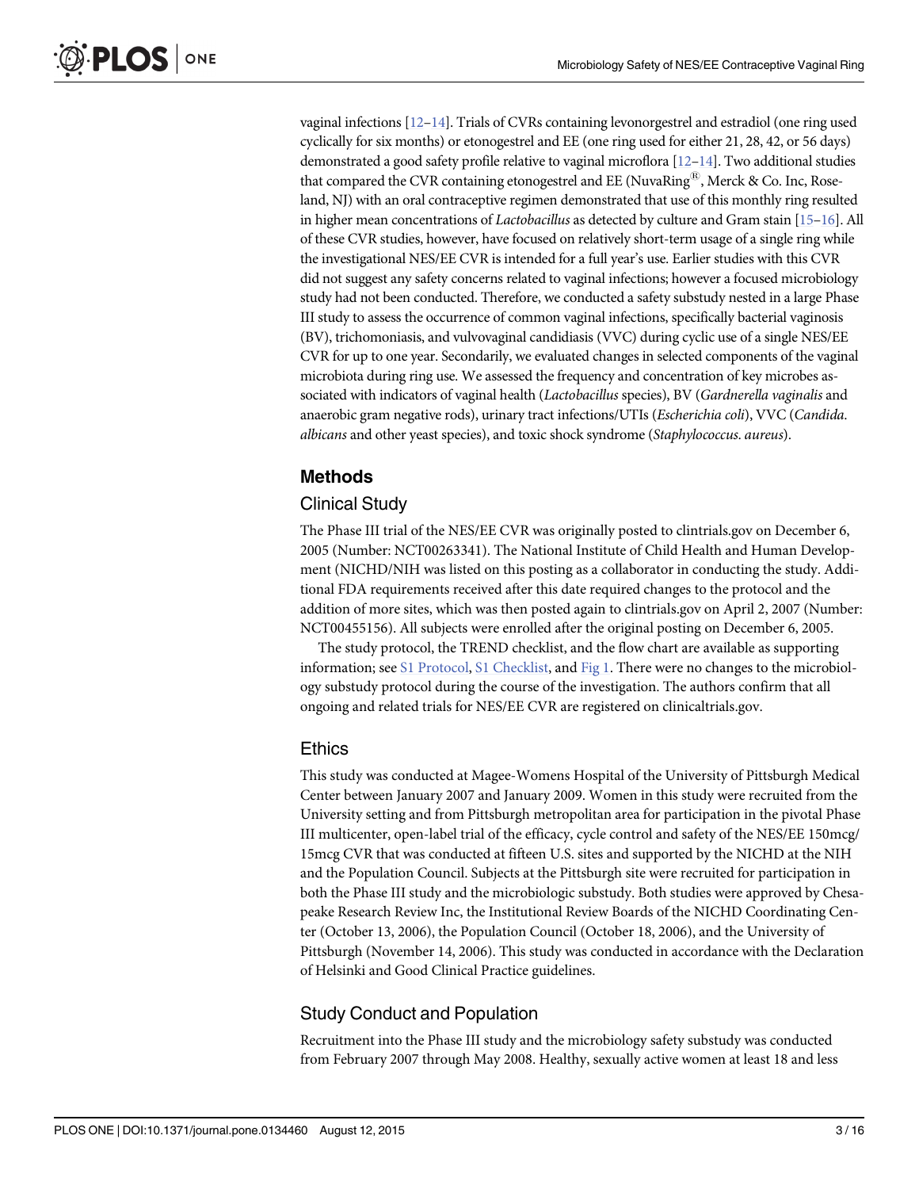vaginal infections [12–14]. Trials of CVRs containing levonorgestrel and estradiol (one ring used cyclically for six months) or etonogestrel and EE (one ring used for either 21, 28, 42, or 56 days) demonstrated a good safety profile relative to vaginal microflora [12–14]. Two additional studies that compared the CVR containing etonogestrel and EE (NuvaRing®, Merck & Co. Inc, Roseland, NJ) with an oral contraceptive regimen demonstrated that use of this monthly ring resulted in higher mean concentrations of *Lactobacillus* as detected by culture and Gram stain [15–16]. All of these CVR studies, however, have focused on relatively short-term usage of a single ring while the investigational NES/EE CVR is intended for a full year's use. Earlier studies with this CVR did not suggest any safety concerns related to vaginal infections; however a focused microbiology study had not been conducted. Therefore, we conducted a safety substudy nested in a large Phase III study to assess the occurrence of common vaginal infections, specifically bacterial vaginosis (BV), trichomoniasis, and vulvovaginal candidiasis (VVC) during cyclic use of a single NES/EE CVR for up to one year. Secondarily, we evaluated changes in selected components of the vaginal microbiota during ring use. We assessed the frequency and concentration of key microbes associated with indicators of vaginal health (*Lactobacillus* species), BV (*Gardnerella vaginalis* and anaerobic gram negative rods), urinary tract infections/UTIs (*Escherichia coli*), VVC (*Candida. albicans* and other yeast species), and toxic shock syndrome (*Staphylococcus. aureus*).

## Methods

### Clinical Study

The Phase III trial of the NES/EE CVR was originally posted to clintrials.gov on December 6, 2005 (Number: NCT00263341). The National Institute of Child Health and Human Development (NICHD/NIH was listed on this posting as a collaborator in conducting the study. Additional FDA requirements received after this date required changes to the protocol and the addition of more sites, which was then posted again to clintrials.gov on April 2, 2007 (Number: NCT00455156). All subjects were enrolled after the original posting on December 6, 2005.

The study protocol, the TREND checklist, and the flow chart are available as supporting information; see S1 Protocol, S1 Checklist, and Fig 1. There were no changes to the microbiology substudy protocol during the course of the investigation. The authors confirm that all ongoing and related trials for NES/EE CVR are registered on clinicaltrials.gov.

### Ethics

This study was conducted at Magee-Womens Hospital of the University of Pittsburgh Medical Center between January 2007 and January 2009. Women in this study were recruited from the University setting and from Pittsburgh metropolitan area for participation in the pivotal Phase III multicenter, open-label trial of the efficacy, cycle control and safety of the NES/EE 150mcg/15mcg CVR that was conducted at fifteen U.S. sites and supported by the NICHD at the NIH and the Population Council. Subjects at the Pittsburgh site were recruited for participation in both the Phase III study and the microbiologic substudy. Both studies were approved by Chesapeake Research Review Inc, the Institutional Review Boards of the NICHD Coordinating Center (October 13, 2006), the Population Council (October 18, 2006), and the University of Pittsburgh (November 14, 2006). This study was conducted in accordance with the Declaration of Helsinki and Good Clinical Practice guidelines.

### Study Conduct and Population

Recruitment into the Phase III study and the microbiology safety substudy was conducted from February 2007 through May 2008. Healthy, sexually active women at least 18 and less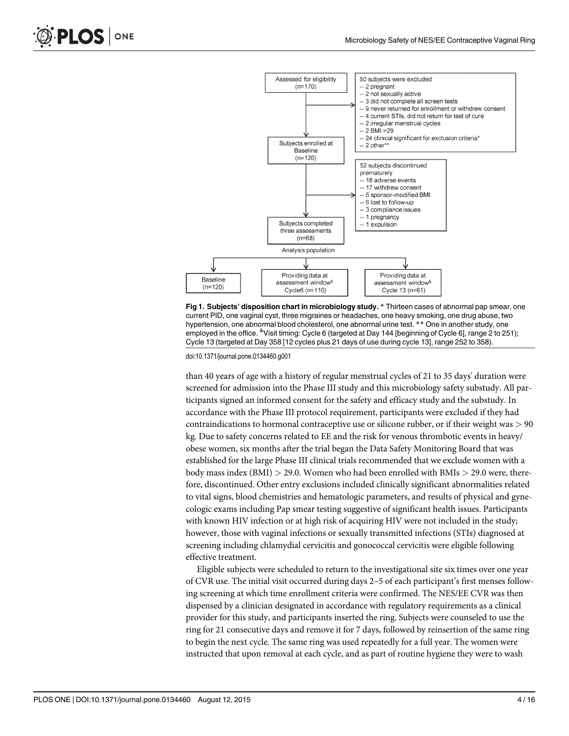Assessed for eligibility (n=170)

50 subjects were excluded
- 2 pregnant
- 2 not sexually active
- 3 did not complete all screen tests
- 9 never returned for enrollment or withdrew consent
- 4 current STIs, did not return for test of cure
- 2 irregular menstrual cycles
- 2 BMI >29
- 24 clinical significant for exclusion criteria*
- 2 other**

Subjects enrolled at Baseline (n=120)

52 subjects discontinued prematurely
- 18 adverse events
- 17 withdrew consent
- 6 sponsor-modified BMI
- 6 lost to follow-up
- 3 compliance issues
- 1 pregnancy
- 1 expulsion

Subjects completed three assessments (n=68)

Analysis population

Baseline (n=120) | Providing data at assessment window& Cycle6 (n=110) | Providing data at assessment window& Cycle 13 (n=61)

**Fig 1. Subjects' disposition chart in microbiology study.** * Thirteen cases of abnormal pap smear, one current PID, one vaginal cyst, three migraines or headaches, one heavy smoking, one drug abuse, two hypertension, one abnormal blood cholesterol, one abnormal urine test. ** One in another study, one employed in the office. &Visit timing: Cycle 6 (targeted at Day 144 [beginning of Cycle 6], range 2 to 251); Cycle 13 (targeted at Day 358 [12 cycles plus 21 days of use during cycle 13], range 252 to 358).

doi:10.1371/journal.pone.0134460.g001

than 40 years of age with a history of regular menstrual cycles of 21 to 35 days' duration were screened for admission into the Phase III study and this microbiology safety substudy. All participants signed an informed consent for the safety and efficacy study and the substudy. In accordance with the Phase III protocol requirement, participants were excluded if they had contraindications to hormonal contraceptive use or silicone rubber, or if their weight was > 90 kg. Due to safety concerns related to EE and the risk for venous thrombotic events in heavy/obese women, six months after the trial began the Data Safety Monitoring Board that was established for the large Phase III clinical trials recommended that we exclude women with a body mass index (BMI) > 29.0. Women who had been enrolled with BMIs > 29.0 were, therefore, discontinued. Other entry exclusions included clinically significant abnormalities related to vital signs, blood chemistries and hematologic parameters, and results of physical and gynecologic exams including Pap smear testing suggestive of significant health issues. Participants with known HIV infection or at high risk of acquiring HIV were not included in the study; however, those with vaginal infections or sexually transmitted infections (STIs) diagnosed at screening including chlamydial cervicitis and gonococcal cervicitis were eligible following effective treatment.

Eligible subjects were scheduled to return to the investigational site six times over one year of CVR use. The initial visit occurred during days 2–5 of each participant's first menses following screening at which time enrollment criteria were confirmed. The NES/EE CVR was then dispensed by a clinician designated in accordance with regulatory requirements as a clinical provider for this study, and participants inserted the ring. Subjects were counseled to use the ring for 21 consecutive days and remove it for 7 days, followed by reinsertion of the same ring to begin the next cycle. The same ring was used repeatedly for a full year. The women were instructed that upon removal at each cycle, and as part of routine hygiene they were to wash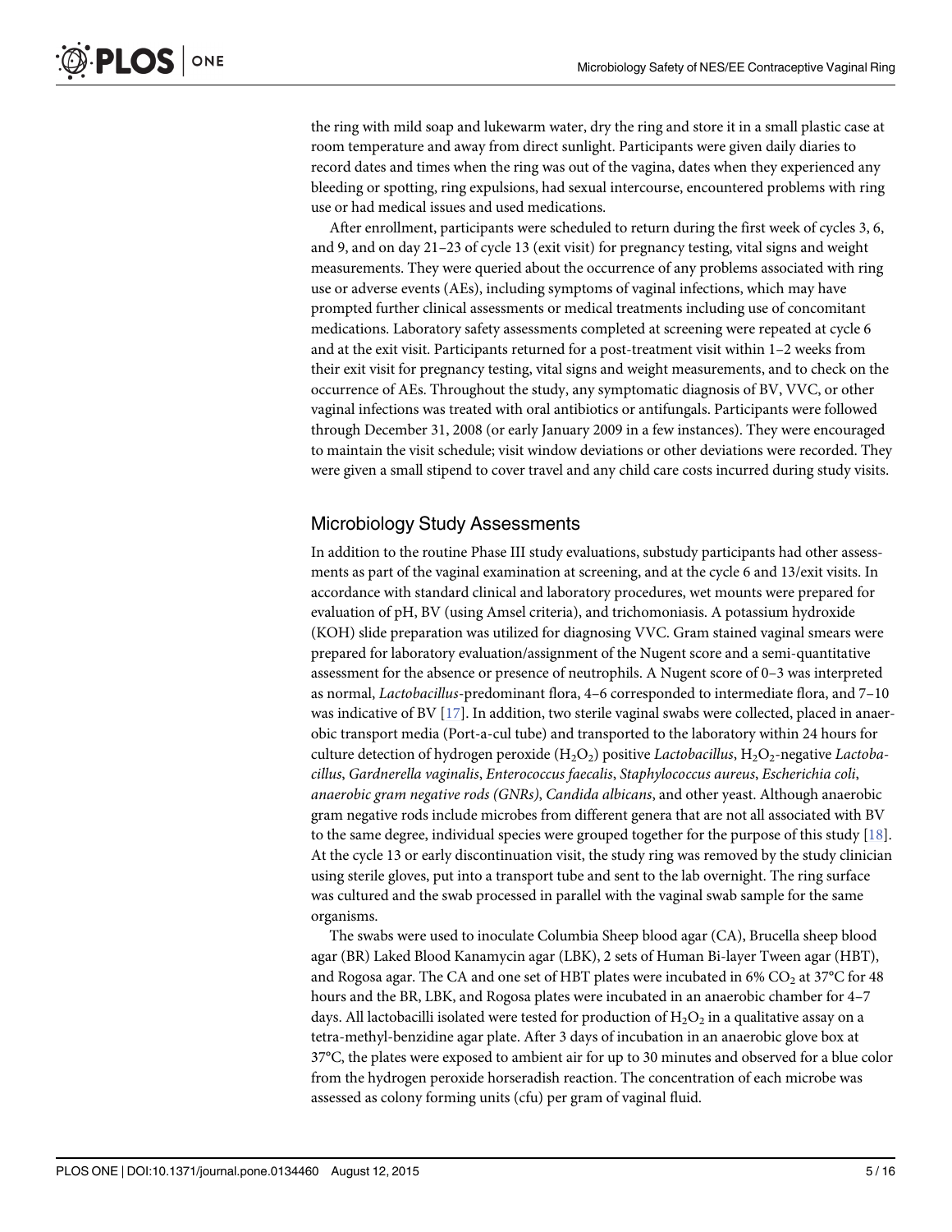the ring with mild soap and lukewarm water, dry the ring and store it in a small plastic case at room temperature and away from direct sunlight. Participants were given daily diaries to record dates and times when the ring was out of the vagina, dates when they experienced any bleeding or spotting, ring expulsions, had sexual intercourse, encountered problems with ring use or had medical issues and used medications.

After enrollment, participants were scheduled to return during the first week of cycles 3, 6, and 9, and on day 21–23 of cycle 13 (exit visit) for pregnancy testing, vital signs and weight measurements. They were queried about the occurrence of any problems associated with ring use or adverse events (AEs), including symptoms of vaginal infections, which may have prompted further clinical assessments or medical treatments including use of concomitant medications. Laboratory safety assessments completed at screening were repeated at cycle 6 and at the exit visit. Participants returned for a post-treatment visit within 1–2 weeks from their exit visit for pregnancy testing, vital signs and weight measurements, and to check on the occurrence of AEs. Throughout the study, any symptomatic diagnosis of BV, VVC, or other vaginal infections was treated with oral antibiotics or antifungals. Participants were followed through December 31, 2008 (or early January 2009 in a few instances). They were encouraged to maintain the visit schedule; visit window deviations or other deviations were recorded. They were given a small stipend to cover travel and any child care costs incurred during study visits.

## Microbiology Study Assessments

In addition to the routine Phase III study evaluations, substudy participants had other assessments as part of the vaginal examination at screening, and at the cycle 6 and 13/exit visits. In accordance with standard clinical and laboratory procedures, wet mounts were prepared for evaluation of pH, BV (using Amsel criteria), and trichomoniasis. A potassium hydroxide (KOH) slide preparation was utilized for diagnosing VVC. Gram stained vaginal smears were prepared for laboratory evaluation/assignment of the Nugent score and a semi-quantitative assessment for the absence or presence of neutrophils. A Nugent score of 0–3 was interpreted as normal, *Lactobacillus*-predominant flora, 4–6 corresponded to intermediate flora, and 7–10 was indicative of BV [17]. In addition, two sterile vaginal swabs were collected, placed in anaerobic transport media (Port-a-cul tube) and transported to the laboratory within 24 hours for culture detection of hydrogen peroxide ($H_2O_2$) positive *Lactobacillus*, $H_2O_2$-negative *Lactobacillus*, *Gardnerella vaginalis*, *Enterococcus faecalis*, *Staphylococcus aureus*, *Escherichia coli*, *anaerobic gram negative rods (GNRs)*, *Candida albicans*, and other yeast. Although anaerobic gram negative rods include microbes from different genera that are not all associated with BV to the same degree, individual species were grouped together for the purpose of this study [18]. At the cycle 13 or early discontinuation visit, the study ring was removed by the study clinician using sterile gloves, put into a transport tube and sent to the lab overnight. The ring surface was cultured and the swab processed in parallel with the vaginal swab sample for the same organisms.

The swabs were used to inoculate Columbia Sheep blood agar (CA), Brucella sheep blood agar (BR) Laked Blood Kanamycin agar (LBK), 2 sets of Human Bi-layer Tween agar (HBT), and Rogosa agar. The CA and one set of HBT plates were incubated in 6% $CO_2$ at 37°C for 48 hours and the BR, LBK, and Rogosa plates were incubated in an anaerobic chamber for 4–7 days. All lactobacilli isolated were tested for production of $H_2O_2$ in a qualitative assay on a tetra-methyl-benzidine agar plate. After 3 days of incubation in an anaerobic glove box at 37°C, the plates were exposed to ambient air for up to 30 minutes and observed for a blue color from the hydrogen peroxide horseradish reaction. The concentration of each microbe was assessed as colony forming units (cfu) per gram of vaginal fluid.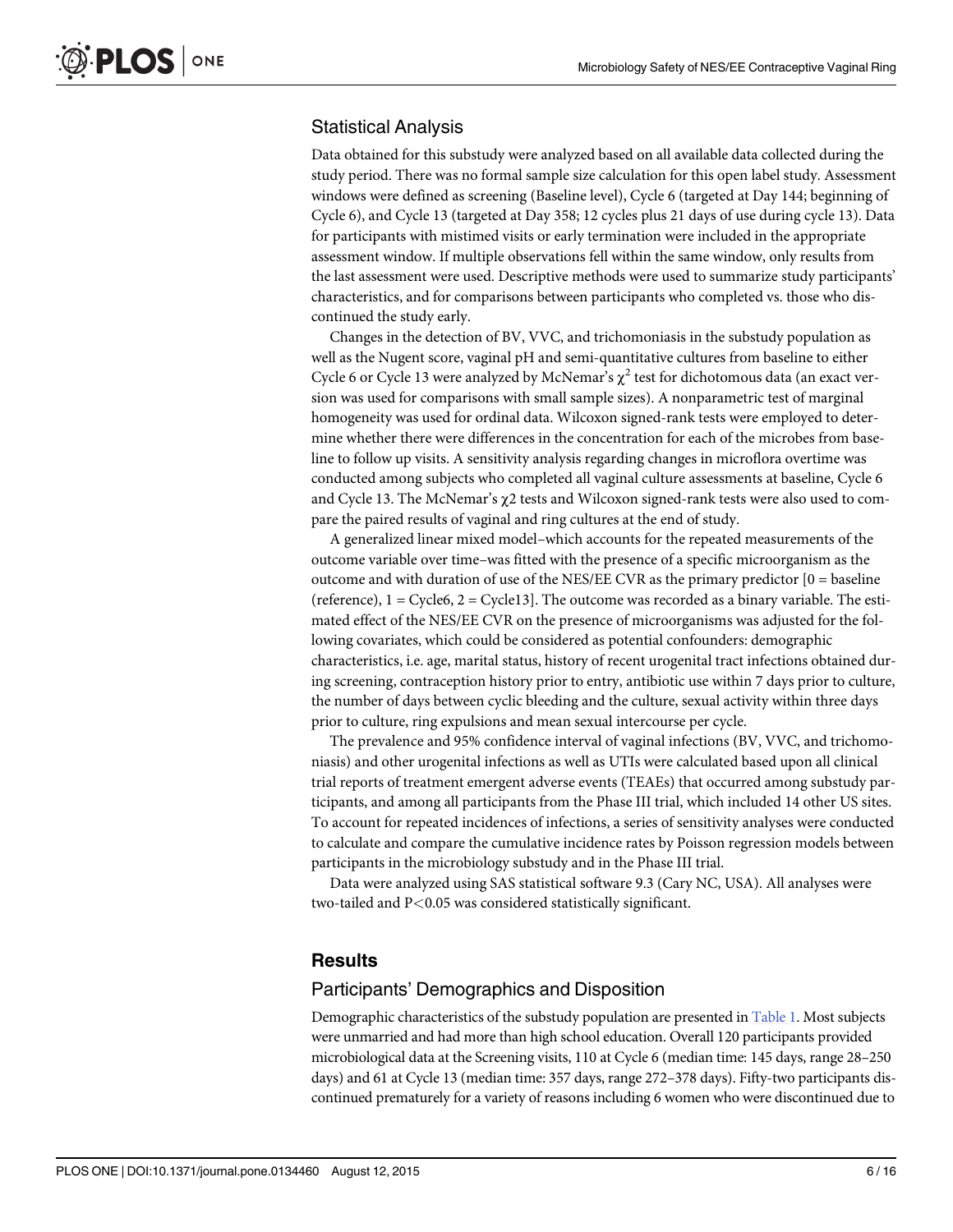## Statistical Analysis

Data obtained for this substudy were analyzed based on all available data collected during the study period. There was no formal sample size calculation for this open label study. Assessment windows were defined as screening (Baseline level), Cycle 6 (targeted at Day 144; beginning of Cycle 6), and Cycle 13 (targeted at Day 358; 12 cycles plus 21 days of use during cycle 13). Data for participants with mistimed visits or early termination were included in the appropriate assessment window. If multiple observations fell within the same window, only results from the last assessment were used. Descriptive methods were used to summarize study participants' characteristics, and for comparisons between participants who completed vs. those who discontinued the study early.

Changes in the detection of BV, VVC, and trichomoniasis in the substudy population as well as the Nugent score, vaginal pH and semi-quantitative cultures from baseline to either Cycle 6 or Cycle 13 were analyzed by McNemar's $\chi^2$ test for dichotomous data (an exact version was used for comparisons with small sample sizes). A nonparametric test of marginal homogeneity was used for ordinal data. Wilcoxon signed-rank tests were employed to determine whether there were differences in the concentration for each of the microbes from baseline to follow up visits. A sensitivity analysis regarding changes in microflora overtime was conducted among subjects who completed all vaginal culture assessments at baseline, Cycle 6 and Cycle 13. The McNemar's $\chi2$ tests and Wilcoxon signed-rank tests were also used to compare the paired results of vaginal and ring cultures at the end of study.

A generalized linear mixed model–which accounts for the repeated measurements of the outcome variable over time–was fitted with the presence of a specific microorganism as the outcome and with duration of use of the NES/EE CVR as the primary predictor [0 = baseline (reference), 1 = Cycle6, 2 = Cycle13]. The outcome was recorded as a binary variable. The estimated effect of the NES/EE CVR on the presence of microorganisms was adjusted for the following covariates, which could be considered as potential confounders: demographic characteristics, i.e. age, marital status, history of recent urogenital tract infections obtained during screening, contraception history prior to entry, antibiotic use within 7 days prior to culture, the number of days between cyclic bleeding and the culture, sexual activity within three days prior to culture, ring expulsions and mean sexual intercourse per cycle.

The prevalence and 95% confidence interval of vaginal infections (BV, VVC, and trichomoniasis) and other urogenital infections as well as UTIs were calculated based upon all clinical trial reports of treatment emergent adverse events (TEAEs) that occurred among substudy participants, and among all participants from the Phase III trial, which included 14 other US sites. To account for repeated incidences of infections, a series of sensitivity analyses were conducted to calculate and compare the cumulative incidence rates by Poisson regression models between participants in the microbiology substudy and in the Phase III trial.

Data were analyzed using SAS statistical software 9.3 (Cary NC, USA). All analyses were two-tailed and $P<0.05$ was considered statistically significant.

# Results

## Participants' Demographics and Disposition

Demographic characteristics of the substudy population are presented in Table 1. Most subjects were unmarried and had more than high school education. Overall 120 participants provided microbiological data at the Screening visits, 110 at Cycle 6 (median time: 145 days, range 28–250 days) and 61 at Cycle 13 (median time: 357 days, range 272–378 days). Fifty-two participants discontinued prematurely for a variety of reasons including 6 women who were discontinued due to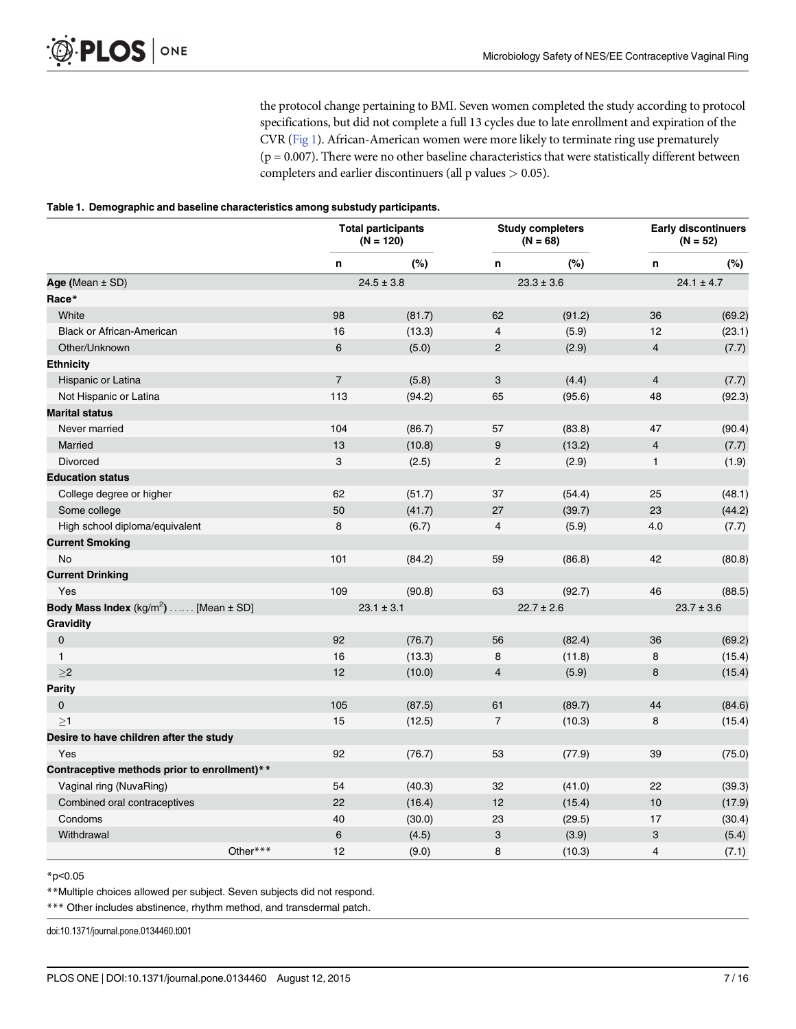the protocol change pertaining to BMI. Seven women completed the study according to protocol specifications, but did not complete a full 13 cycles due to late enrollment and expiration of the CVR (Fig 1). African-American women were more likely to terminate ring use prematurely ($p = 0.007$). There were no other baseline characteristics that were statistically different between completers and earlier discontinuers (all p values $> 0.05$).

**Table 1. Demographic and baseline characteristics among substudy participants.**

| | Total participants (N = 120) | | Study completers (N = 68) | | Early discontinuers (N = 52) | |
|---|---|---|---|---|---|---|
| | n | (%) | n | (%) | n | (%) |
| **Age (**Mean ± SD) | 24.5 ± 3.8 | | 23.3 ± 3.6 | | 24.1 ± 4.7 | |
| **Race*** | | | | | | |
| White | 98 | (81.7) | 62 | (91.2) | 36 | (69.2) |
| Black or African-American | 16 | (13.3) | 4 | (5.9) | 12 | (23.1) |
| Other/Unknown | 6 | (5.0) | 2 | (2.9) | 4 | (7.7) |
| **Ethnicity** | | | | | | |
| Hispanic or Latina | 7 | (5.8) | 3 | (4.4) | 4 | (7.7) |
| Not Hispanic or Latina | 113 | (94.2) | 65 | (95.6) | 48 | (92.3) |
| **Marital status** | | | | | | |
| Never married | 104 | (86.7) | 57 | (83.8) | 47 | (90.4) |
| Married | 13 | (10.8) | 9 | (13.2) | 4 | (7.7) |
| Divorced | 3 | (2.5) | 2 | (2.9) | 1 | (1.9) |
| **Education status** | | | | | | |
| College degree or higher | 62 | (51.7) | 37 | (54.4) | 25 | (48.1) |
| Some college | 50 | (41.7) | 27 | (39.7) | 23 | (44.2) |
| High school diploma/equivalent | 8 | (6.7) | 4 | (5.9) | 4.0 | (7.7) |
| **Current Smoking** | | | | | | |
| No | 101 | (84.2) | 59 | (86.8) | 42 | (80.8) |
| **Current Drinking** | | | | | | |
| Yes | 109 | (90.8) | 63 | (92.7) | 46 | (88.5) |
| **Body Mass Index** (kg/m$^2$**)** …… [Mean ± SD] | 23.1 ± 3.1 | | 22.7 ± 2.6 | | 23.7 ± 3.6 | |
| **Gravidity** | | | | | | |
| 0 | 92 | (76.7) | 56 | (82.4) | 36 | (69.2) |
| 1 | 16 | (13.3) | 8 | (11.8) | 8 | (15.4) |
| ≥2 | 12 | (10.0) | 4 | (5.9) | 8 | (15.4) |
| **Parity** | | | | | | |
| 0 | 105 | (87.5) | 61 | (89.7) | 44 | (84.6) |
| ≥1 | 15 | (12.5) | 7 | (10.3) | 8 | (15.4) |
| **Desire to have children after the study** | | | | | | |
| Yes | 92 | (76.7) | 53 | (77.9) | 39 | (75.0) |
| **Contraceptive methods prior to enrollment)**** | | | | | | |
| Vaginal ring (NuvaRing) | 54 | (40.3) | 32 | (41.0) | 22 | (39.3) |
| Combined oral contraceptives | 22 | (16.4) | 12 | (15.4) | 10 | (17.9) |
| Condoms | 40 | (30.0) | 23 | (29.5) | 17 | (30.4) |
| Withdrawal | 6 | (4.5) | 3 | (3.9) | 3 | (5.4) |
| Other*** | 12 | (9.0) | 8 | (10.3) | 4 | (7.1) |

*p<0.05

**Multiple choices allowed per subject. Seven subjects did not respond.

*** Other includes abstinence, rhythm method, and transdermal patch.

doi:10.1371/journal.pone.0134460.t001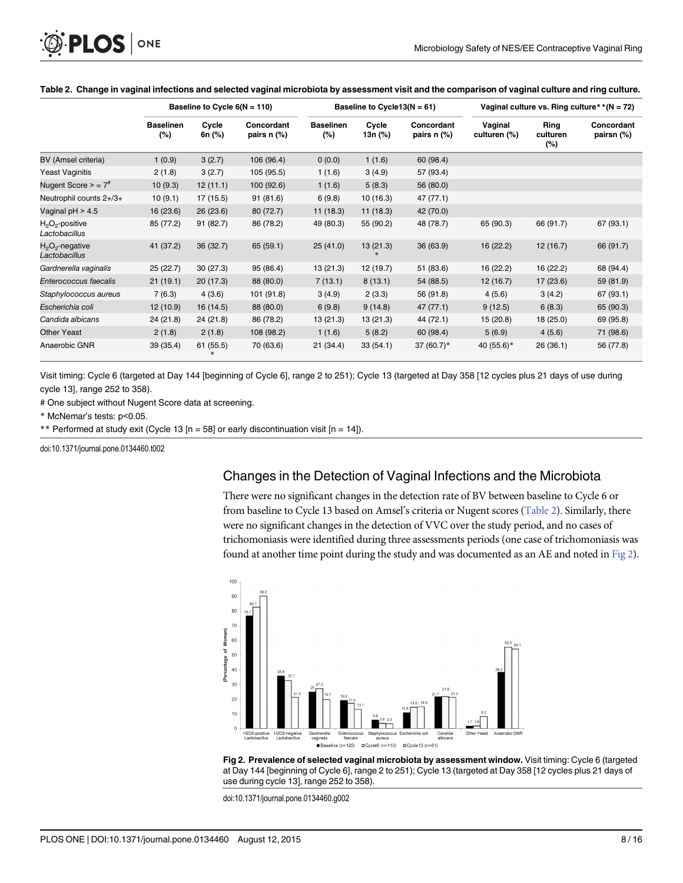**Table 2. Change in vaginal infections and selected vaginal microbiota by assessment visit and the comparison of vaginal culture and ring culture.**

| | Baseline to Cycle 6(N = 110) | | | Baseline to Cycle13(N = 61) | | | Vaginal culture vs. Ring culture**(N = 72) | | |
|---|---|---|---|---|---|---|---|---|---|
| | Baselinen (%) | Cycle 6n (%) | Concordant pairs n (%) | Baselinen (%) | Cycle 13n (%) | Concordant pairs n (%) | Vaginal culturen (%) | Ring culturen (%) | Concordant pairsn (%) |
| BV (Amsel criteria) | 1 (0.9) | 3 (2.7) | 106 (96.4) | 0 (0.0) | 1 (1.6) | 60 (98.4) | | | |
| Yeast Vaginitis | 2 (1.8) | 3 (2.7) | 105 (95.5) | 1 (1.6) | 3 (4.9) | 57 (93.4) | | | |
| Nugent Score > = 7# | 10 (9.3) | 12 (11.1) | 100 (92.6) | 1 (1.6) | 5 (8.3) | 56 (80.0) | | | |
| Neutrophil counts 2+/3+ | 10 (9.1) | 17 (15.5) | 91 (81.6) | 6 (9.8) | 10 (16.3) | 47 (77.1) | | | |
| Vaginal pH > 4.5 | 16 (23.6) | 26 (23.6) | 80 (72.7) | 11 (18.3) | 11 (18.3) | 42 (70.0) | | | |
| $H_2O_2$-positive *Lactobacillus* | 85 (77.2) | 91 (82.7) | 86 (78.2) | 49 (80.3) | 55 (90.2) | 48 (78.7) | 65 (90.3) | 66 (91.7) | 67 (93.1) |
| $H_2O_2$-negative *Lactobacillus* | 41 (37.2) | 36 (32.7) | 65 (59.1) | 25 (41.0) | 13 (21.3) * | 36 (63.9) | 16 (22.2) | 12 (16.7) | 66 (91.7) |
| *Gardnerella vaginalis* | 25 (22.7) | 30 (27.3) | 95 (86.4) | 13 (21.3) | 12 (19.7) | 51 (83.6) | 16 (22.2) | 16 (22.2) | 68 (94.4) |
| *Enterococcus faecalis* | 21 (19.1) | 20 (17.3) | 88 (80.0) | 7 (13.1) | 8 (13.1) | 54 (88.5) | 12 (16.7) | 17 (23.6) | 59 (81.9) |
| *Staphylococcus aureus* | 7 (6.3) | 4 (3.6) | 101 (91.8) | 3 (4.9) | 2 (3.3) | 56 (91.8) | 4 (5.6) | 3 (4.2) | 67 (93.1) |
| *Escherichia coli* | 12 (10.9) | 16 (14.5) | 88 (80.0) | 6 (9.8) | 9 (14.8) | 47 (77.1) | 9 (12.5) | 6 (8.3) | 65 (90.3) |
| *Candida albicans* | 24 (21.8) | 24 (21.8) | 86 (78.2) | 13 (21.3) | 13 (21.3) | 44 (72.1) | 15 (20.8) | 18 (25.0) | 69 (95.8) |
| Other Yeast | 2 (1.8) | 2 (1.8) | 108 (98.2) | 1 (1.6) | 5 (8.2) | 60 (98.4) | 5 (6.9) | 4 (5.6) | 71 (98.6) |
| Anaerobic GNR | 39 (35.4) | 61 (55.5) * | 70 (63.6) | 21 (34.4) | 33 (54.1) | 37 (60.7)* | 40 (55.6)* | 26 (36.1) | 56 (77.8) |

Visit timing: Cycle 6 (targeted at Day 144 [beginning of Cycle 6], range 2 to 251); Cycle 13 (targeted at Day 358 [12 cycles plus 21 days of use during cycle 13], range 252 to 358).

# One subject without Nugent Score data at screening.

* McNemar's tests: $p<0.05$.

** Performed at study exit (Cycle 13 [n = 58] or early discontinuation visit [n = 14]).

doi:10.1371/journal.pone.0134460.t002

## Changes in the Detection of Vaginal Infections and the Microbiota

There were no significant changes in the detection rate of BV between baseline to Cycle 6 or from baseline to Cycle 13 based on Amsel's criteria or Nugent scores (Table 2). Similarly, there were no significant changes in the detection of VVC over the study period, and no cases of trichomoniasis were identified during three assessments periods (one case of trichomoniasis was found at another time point during the study and was documented as an AE and noted in Fig 2).

**Fig 2. Prevalence of selected vaginal microbiota by assessment window.** Visit timing: Cycle 6 (targeted at Day 144 [beginning of Cycle 6], range 2 to 251); Cycle 13 (targeted at Day 358 [12 cycles plus 21 days of use during cycle 13], range 252 to 358).

doi:10.1371/journal.pone.0134460.g002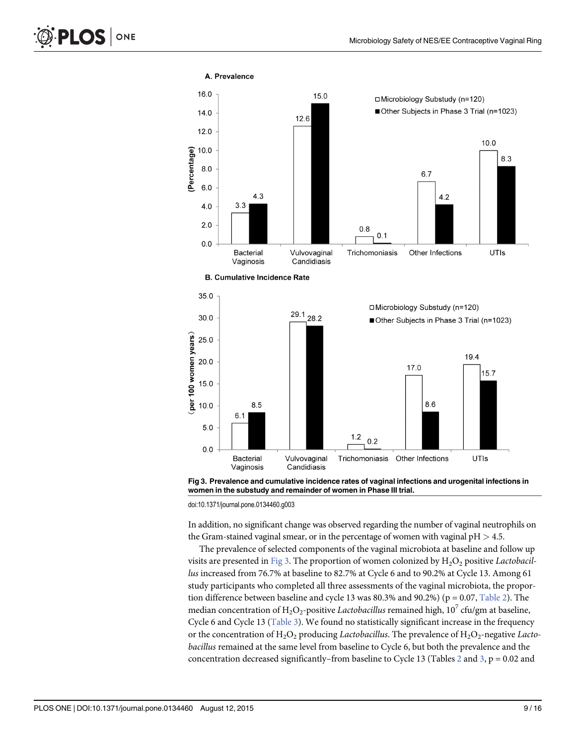Fig 3. Prevalence and cumulative incidence rates of vaginal infections and urogenital infections in women in the substudy and remainder of women in Phase III trial.

doi:10.1371/journal.pone.0134460.g003

In addition, no significant change was observed regarding the number of vaginal neutrophils on the Gram-stained vaginal smear, or in the percentage of women with vaginal pH > 4.5.

The prevalence of selected components of the vaginal microbiota at baseline and follow up visits are presented in Fig 3. The proportion of women colonized by $H_2O_2$ positive *Lactobacillus* increased from 76.7% at baseline to 82.7% at Cycle 6 and to 90.2% at Cycle 13. Among 61 study participants who completed all three assessments of the vaginal microbiota, the proportion difference between baseline and cycle 13 was 80.3% and 90.2%) (p = 0.07, Table 2). The median concentration of $H_2O_2$-positive *Lactobacillus* remained high, $10^7$ cfu/gm at baseline, Cycle 6 and Cycle 13 (Table 3). We found no statistically significant increase in the frequency or the concentration of $H_2O_2$ producing *Lactobacillus*. The prevalence of $H_2O_2$-negative *Lactobacillus* remained at the same level from baseline to Cycle 6, but both the prevalence and the concentration decreased significantly–from baseline to Cycle 13 (Tables 2 and 3, p = 0.02 and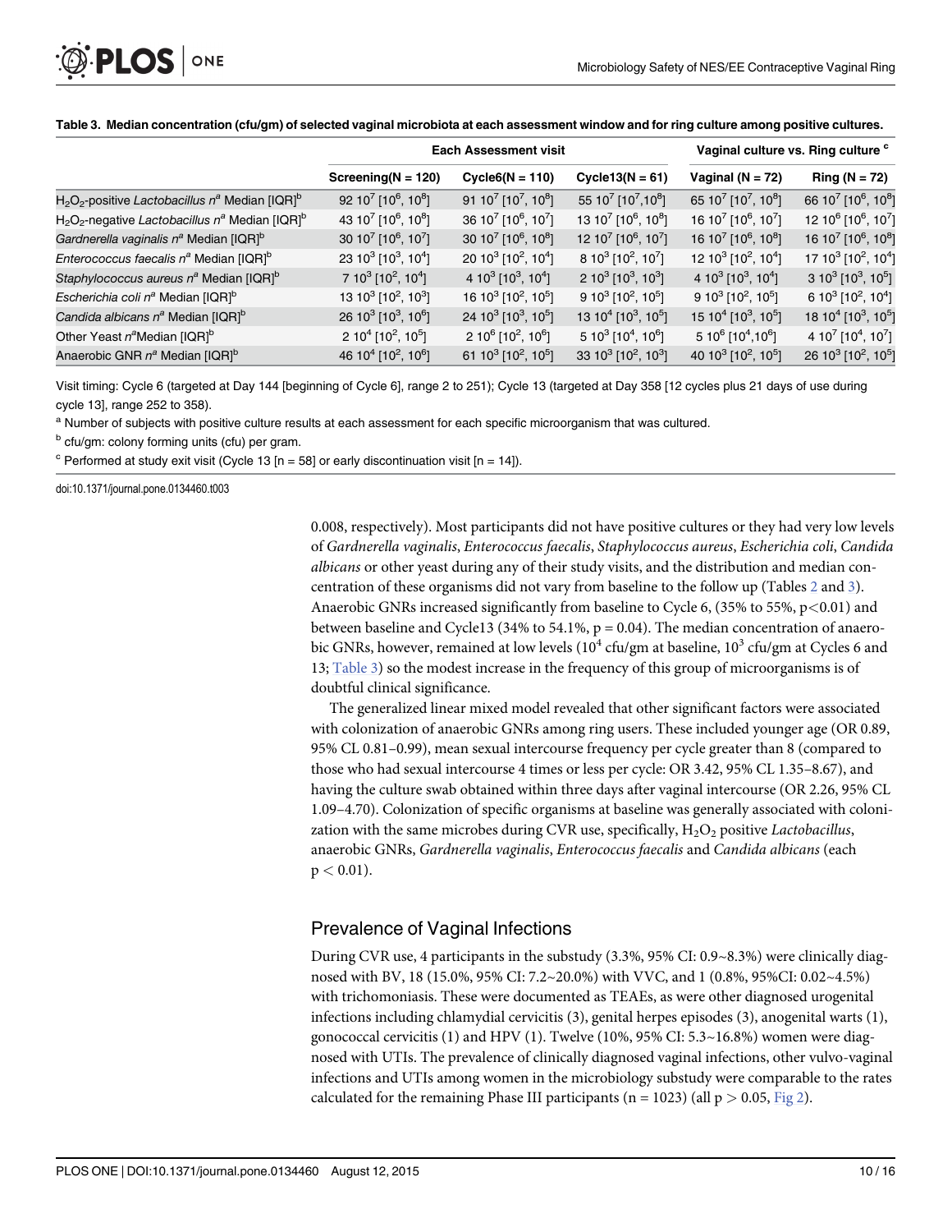**Table 3. Median concentration (cfu/gm) of selected vaginal microbiota at each assessment window and for ring culture among positive cultures.**

| | Each Assessment visit | | | Vaginal culture vs. Ring culture [c] | |
|---|---|---|---|---|---|
| | Screening(N = 120) | Cycle6(N = 110) | Cycle13(N = 61) | Vaginal (N = 72) | Ring (N = 72) |
| $H_2O_2$-positive *Lactobacillus* n[a] Median [IQR][b] | 92 $10^7$ [$10^6$, $10^8$] | 91 $10^7$ [$10^7$, $10^8$] | 55 $10^7$ [$10^7$,$10^8$] | 65 $10^7$ [$10^7$, $10^8$] | 66 $10^7$ [$10^6$, $10^8$] |
| $H_2O_2$-negative *Lactobacillus* n[a] Median [IQR][b] | 43 $10^7$ [$10^6$, $10^8$] | 36 $10^7$ [$10^6$, $10^7$] | 13 $10^7$ [$10^6$, $10^8$] | 16 $10^7$ [$10^6$, $10^7$] | 12 $10^6$ [$10^6$, $10^7$] |
| *Gardnerella vaginalis* n[a] Median [IQR][b] | 30 $10^7$ [$10^6$, $10^7$] | 30 $10^7$ [$10^6$, $10^8$] | 12 $10^7$ [$10^6$, $10^7$] | 16 $10^7$ [$10^6$, $10^8$] | 16 $10^7$ [$10^6$, $10^8$] |
| *Enterococcus faecalis* n[a] Median [IQR][b] | 23 $10^3$ [$10^3$, $10^4$] | 20 $10^3$ [$10^2$, $10^4$] | 8 $10^3$ [$10^2$, $10^7$] | 12 $10^3$ [$10^2$, $10^4$] | 17 $10^3$ [$10^2$, $10^4$] |
| *Staphylococcus aureus* n[a] Median [IQR][b] | 7 $10^3$ [$10^2$, $10^4$] | 4 $10^3$ [$10^3$, $10^4$] | 2 $10^3$ [$10^3$, $10^3$] | 4 $10^3$ [$10^3$, $10^4$] | 3 $10^3$ [$10^3$, $10^5$] |
| *Escherichia coli* n[a] Median [IQR][b] | 13 $10^3$ [$10^2$, $10^3$] | 16 $10^3$ [$10^2$, $10^5$] | 9 $10^3$ [$10^2$, $10^5$] | 9 $10^3$ [$10^2$, $10^5$] | 6 $10^3$ [$10^2$, $10^4$] |
| *Candida albicans* n[a] Median [IQR][b] | 26 $10^3$ [$10^3$, $10^6$] | 24 $10^3$ [$10^3$, $10^5$] | 13 $10^4$ [$10^3$, $10^5$] | 15 $10^4$ [$10^3$, $10^5$] | 18 $10^4$ [$10^3$, $10^5$] |
| Other Yeast n[a]Median [IQR][b] | 2 $10^4$ [$10^2$, $10^5$] | 2 $10^6$ [$10^2$, $10^6$] | 5 $10^3$ [$10^4$, $10^6$] | 5 $10^6$ [$10^4$,$10^6$] | 4 $10^7$ [$10^4$, $10^7$] |
| Anaerobic GNR n[a] Median [IQR][b] | 46 $10^4$ [$10^2$, $10^6$] | 61 $10^3$ [$10^2$, $10^5$] | 33 $10^3$ [$10^2$, $10^3$] | 40 $10^3$ [$10^2$, $10^5$] | 26 $10^3$ [$10^2$, $10^5$] |

Visit timing: Cycle 6 (targeted at Day 144 [beginning of Cycle 6], range 2 to 251); Cycle 13 (targeted at Day 358 [12 cycles plus 21 days of use during cycle 13], range 252 to 358).

[a] Number of subjects with positive culture results at each assessment for each specific microorganism that was cultured.

[b] cfu/gm: colony forming units (cfu) per gram.

[c] Performed at study exit visit (Cycle 13 [n = 58] or early discontinuation visit [n = 14]).

doi:10.1371/journal.pone.0134460.t003

0.008, respectively). Most participants did not have positive cultures or they had very low levels of *Gardnerella vaginalis*, *Enterococcus faecalis*, *Staphylococcus aureus*, *Escherichia coli*, *Candida albicans* or other yeast during any of their study visits, and the distribution and median concentration of these organisms did not vary from baseline to the follow up (Tables 2 and 3). Anaerobic GNRs increased significantly from baseline to Cycle 6, (35% to 55%, $p<0.01$) and between baseline and Cycle13 (34% to 54.1%, $p = 0.04$). The median concentration of anaerobic GNRs, however, remained at low levels ($10^4$ cfu/gm at baseline, $10^3$ cfu/gm at Cycles 6 and 13; Table 3) so the modest increase in the frequency of this group of microorganisms is of doubtful clinical significance.

The generalized linear mixed model revealed that other significant factors were associated with colonization of anaerobic GNRs among ring users. These included younger age (OR 0.89, 95% CL 0.81–0.99), mean sexual intercourse frequency per cycle greater than 8 (compared to those who had sexual intercourse 4 times or less per cycle: OR 3.42, 95% CL 1.35–8.67), and having the culture swab obtained within three days after vaginal intercourse (OR 2.26, 95% CL 1.09–4.70). Colonization of specific organisms at baseline was generally associated with colonization with the same microbes during CVR use, specifically, $H_2O_2$ positive *Lactobacillus*, anaerobic GNRs, *Gardnerella vaginalis*, *Enterococcus faecalis* and *Candida albicans* (each $p < 0.01$).

## Prevalence of Vaginal Infections

During CVR use, 4 participants in the substudy (3.3%, 95% CI: 0.9~8.3%) were clinically diagnosed with BV, 18 (15.0%, 95% CI: 7.2~20.0%) with VVC, and 1 (0.8%, 95%CI: 0.02~4.5%) with trichomoniasis. These were documented as TEAEs, as were other diagnosed urogenital infections including chlamydial cervicitis (3), genital herpes episodes (3), anogenital warts (1), gonococcal cervicitis (1) and HPV (1). Twelve (10%, 95% CI: 5.3~16.8%) women were diagnosed with UTIs. The prevalence of clinically diagnosed vaginal infections, other vulvo-vaginal infections and UTIs among women in the microbiology substudy were comparable to the rates calculated for the remaining Phase III participants (n = 1023) (all $p > 0.05$, Fig 2).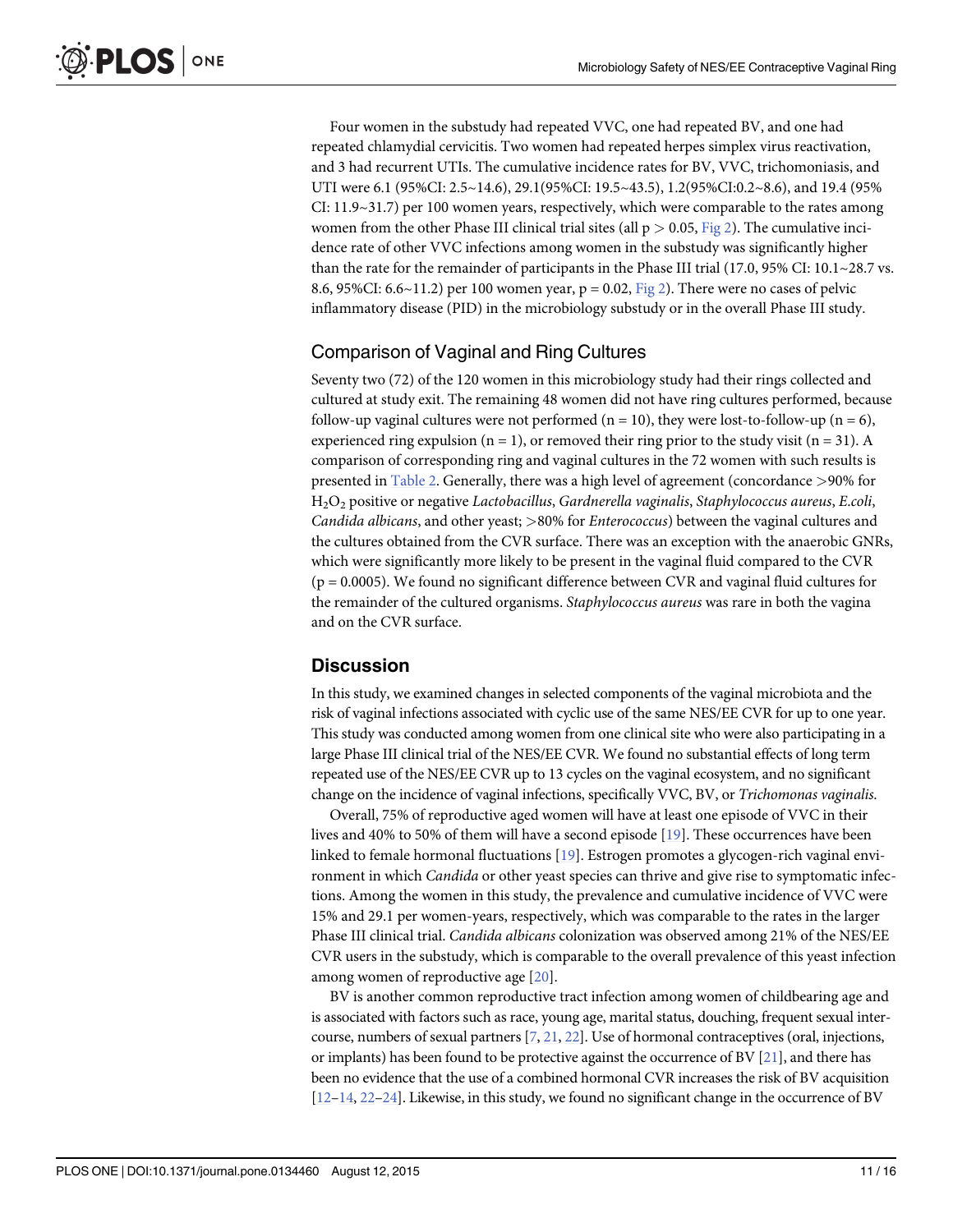Four women in the substudy had repeated VVC, one had repeated BV, and one had repeated chlamydial cervicitis. Two women had repeated herpes simplex virus reactivation, and 3 had recurrent UTIs. The cumulative incidence rates for BV, VVC, trichomoniasis, and UTI were 6.1 (95%CI: 2.5~14.6), 29.1(95%CI: 19.5~43.5), 1.2(95%CI:0.2~8.6), and 19.4 (95% CI: 11.9~31.7) per 100 women years, respectively, which were comparable to the rates among women from the other Phase III clinical trial sites (all $p > 0.05$, Fig 2). The cumulative incidence rate of other VVC infections among women in the substudy was significantly higher than the rate for the remainder of participants in the Phase III trial (17.0, 95% CI: 10.1~28.7 vs. 8.6, 95%CI: 6.6~11.2) per 100 women year, $p = 0.02$, Fig 2). There were no cases of pelvic inflammatory disease (PID) in the microbiology substudy or in the overall Phase III study.

## Comparison of Vaginal and Ring Cultures

Seventy two (72) of the 120 women in this microbiology study had their rings collected and cultured at study exit. The remaining 48 women did not have ring cultures performed, because follow-up vaginal cultures were not performed (n = 10), they were lost-to-follow-up (n = 6), experienced ring expulsion (n = 1), or removed their ring prior to the study visit (n = 31). A comparison of corresponding ring and vaginal cultures in the 72 women with such results is presented in Table 2. Generally, there was a high level of agreement (concordance >90% for $H_2O_2$ positive or negative *Lactobacillus*, *Gardnerella vaginalis*, *Staphylococcus aureus*, *E.coli*, *Candida albicans*, and other yeast; >80% for *Enterococcus*) between the vaginal cultures and the cultures obtained from the CVR surface. There was an exception with the anaerobic GNRs, which were significantly more likely to be present in the vaginal fluid compared to the CVR ($p = 0.0005$). We found no significant difference between CVR and vaginal fluid cultures for the remainder of the cultured organisms. *Staphylococcus aureus* was rare in both the vagina and on the CVR surface.

# Discussion

In this study, we examined changes in selected components of the vaginal microbiota and the risk of vaginal infections associated with cyclic use of the same NES/EE CVR for up to one year. This study was conducted among women from one clinical site who were also participating in a large Phase III clinical trial of the NES/EE CVR. We found no substantial effects of long term repeated use of the NES/EE CVR up to 13 cycles on the vaginal ecosystem, and no significant change on the incidence of vaginal infections, specifically VVC, BV, or *Trichomonas vaginalis*.

Overall, 75% of reproductive aged women will have at least one episode of VVC in their lives and 40% to 50% of them will have a second episode [19]. These occurrences have been linked to female hormonal fluctuations [19]. Estrogen promotes a glycogen-rich vaginal environment in which *Candida* or other yeast species can thrive and give rise to symptomatic infections. Among the women in this study, the prevalence and cumulative incidence of VVC were 15% and 29.1 per women-years, respectively, which was comparable to the rates in the larger Phase III clinical trial. *Candida albicans* colonization was observed among 21% of the NES/EE CVR users in the substudy, which is comparable to the overall prevalence of this yeast infection among women of reproductive age [20].

BV is another common reproductive tract infection among women of childbearing age and is associated with factors such as race, young age, marital status, douching, frequent sexual intercourse, numbers of sexual partners [7, 21, 22]. Use of hormonal contraceptives (oral, injections, or implants) has been found to be protective against the occurrence of BV [21], and there has been no evidence that the use of a combined hormonal CVR increases the risk of BV acquisition [12–14, 22–24]. Likewise, in this study, we found no significant change in the occurrence of BV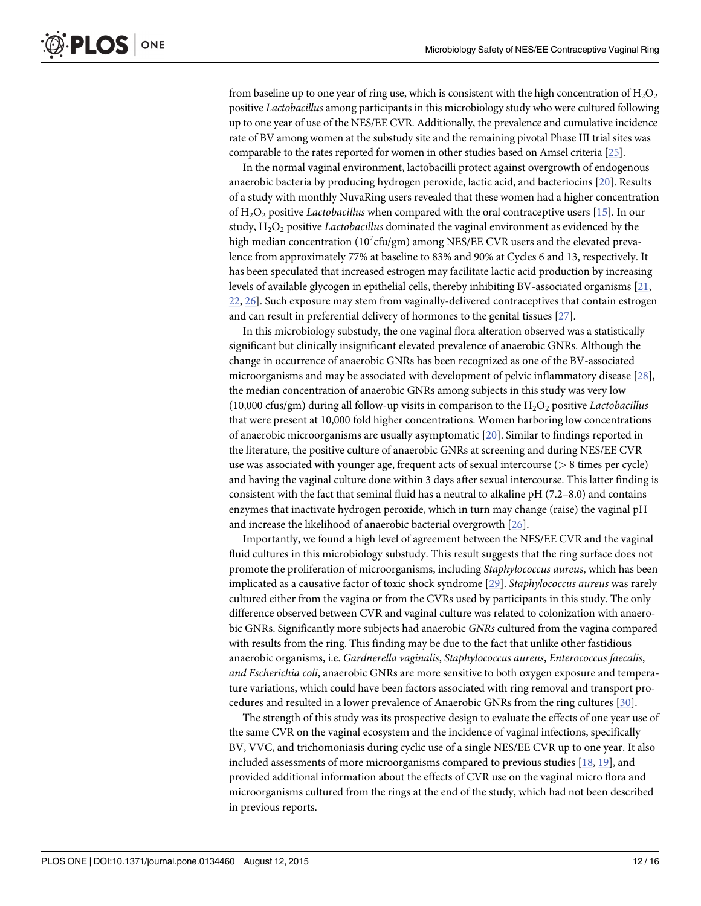from baseline up to one year of ring use, which is consistent with the high concentration of $H_2O_2$ positive *Lactobacillus* among participants in this microbiology study who were cultured following up to one year of use of the NES/EE CVR. Additionally, the prevalence and cumulative incidence rate of BV among women at the substudy site and the remaining pivotal Phase III trial sites was comparable to the rates reported for women in other studies based on Amsel criteria [25].

In the normal vaginal environment, lactobacilli protect against overgrowth of endogenous anaerobic bacteria by producing hydrogen peroxide, lactic acid, and bacteriocins [20]. Results of a study with monthly NuvaRing users revealed that these women had a higher concentration of $H_2O_2$ positive *Lactobacillus* when compared with the oral contraceptive users [15]. In our study, $H_2O_2$ positive *Lactobacillus* dominated the vaginal environment as evidenced by the high median concentration ($10^7$cfu/gm) among NES/EE CVR users and the elevated prevalence from approximately 77% at baseline to 83% and 90% at Cycles 6 and 13, respectively. It has been speculated that increased estrogen may facilitate lactic acid production by increasing levels of available glycogen in epithelial cells, thereby inhibiting BV-associated organisms [21, 22, 26]. Such exposure may stem from vaginally-delivered contraceptives that contain estrogen and can result in preferential delivery of hormones to the genital tissues [27].

In this microbiology substudy, the one vaginal flora alteration observed was a statistically significant but clinically insignificant elevated prevalence of anaerobic GNRs. Although the change in occurrence of anaerobic GNRs has been recognized as one of the BV-associated microorganisms and may be associated with development of pelvic inflammatory disease [28], the median concentration of anaerobic GNRs among subjects in this study was very low (10,000 cfus/gm) during all follow-up visits in comparison to the $H_2O_2$ positive *Lactobacillus* that were present at 10,000 fold higher concentrations. Women harboring low concentrations of anaerobic microorganisms are usually asymptomatic [20]. Similar to findings reported in the literature, the positive culture of anaerobic GNRs at screening and during NES/EE CVR use was associated with younger age, frequent acts of sexual intercourse ($> 8$ times per cycle) and having the vaginal culture done within 3 days after sexual intercourse. This latter finding is consistent with the fact that seminal fluid has a neutral to alkaline pH (7.2–8.0) and contains enzymes that inactivate hydrogen peroxide, which in turn may change (raise) the vaginal pH and increase the likelihood of anaerobic bacterial overgrowth [26].

Importantly, we found a high level of agreement between the NES/EE CVR and the vaginal fluid cultures in this microbiology substudy. This result suggests that the ring surface does not promote the proliferation of microorganisms, including *Staphylococcus aureus*, which has been implicated as a causative factor of toxic shock syndrome [29]. *Staphylococcus aureus* was rarely cultured either from the vagina or from the CVRs used by participants in this study. The only difference observed between CVR and vaginal culture was related to colonization with anaerobic GNRs. Significantly more subjects had anaerobic *GNRs* cultured from the vagina compared with results from the ring. This finding may be due to the fact that unlike other fastidious anaerobic organisms, i.e. *Gardnerella vaginalis*, *Staphylococcus aureus*, *Enterococcus faecalis*, *and Escherichia coli*, anaerobic GNRs are more sensitive to both oxygen exposure and temperature variations, which could have been factors associated with ring removal and transport procedures and resulted in a lower prevalence of Anaerobic GNRs from the ring cultures [30].

The strength of this study was its prospective design to evaluate the effects of one year use of the same CVR on the vaginal ecosystem and the incidence of vaginal infections, specifically BV, VVC, and trichomoniasis during cyclic use of a single NES/EE CVR up to one year. It also included assessments of more microorganisms compared to previous studies [18, 19], and provided additional information about the effects of CVR use on the vaginal micro flora and microorganisms cultured from the rings at the end of the study, which had not been described in previous reports.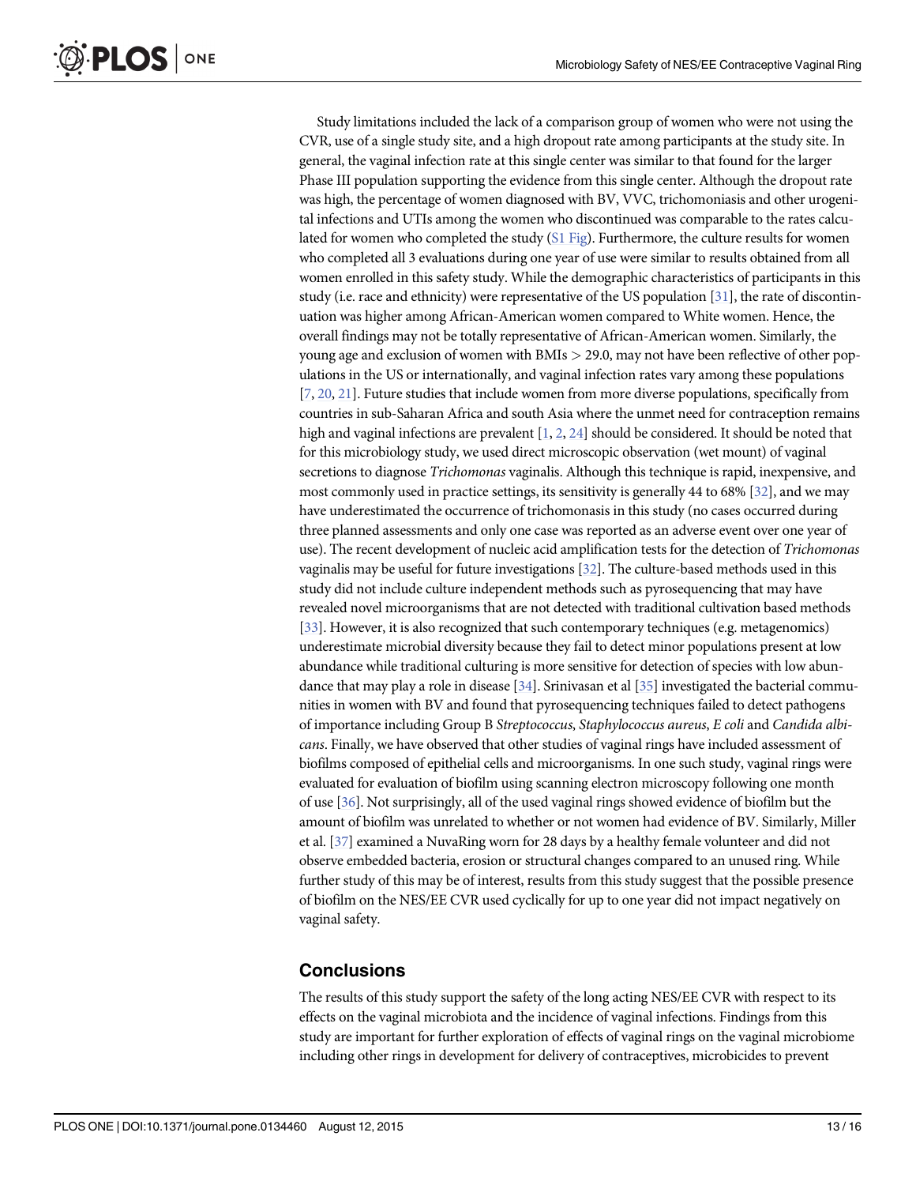Study limitations included the lack of a comparison group of women who were not using the CVR, use of a single study site, and a high dropout rate among participants at the study site. In general, the vaginal infection rate at this single center was similar to that found for the larger Phase III population supporting the evidence from this single center. Although the dropout rate was high, the percentage of women diagnosed with BV, VVC, trichomoniasis and other urogenital infections and UTIs among the women who discontinued was comparable to the rates calculated for women who completed the study (S1 Fig). Furthermore, the culture results for women who completed all 3 evaluations during one year of use were similar to results obtained from all women enrolled in this safety study. While the demographic characteristics of participants in this study (i.e. race and ethnicity) were representative of the US population [31], the rate of discontinuation was higher among African-American women compared to White women. Hence, the overall findings may not be totally representative of African-American women. Similarly, the young age and exclusion of women with BMIs > 29.0, may not have been reflective of other populations in the US or internationally, and vaginal infection rates vary among these populations [7, 20, 21]. Future studies that include women from more diverse populations, specifically from countries in sub-Saharan Africa and south Asia where the unmet need for contraception remains high and vaginal infections are prevalent [1, 2, 24] should be considered. It should be noted that for this microbiology study, we used direct microscopic observation (wet mount) of vaginal secretions to diagnose *Trichomonas* vaginalis. Although this technique is rapid, inexpensive, and most commonly used in practice settings, its sensitivity is generally 44 to 68% [32], and we may have underestimated the occurrence of trichomonasis in this study (no cases occurred during three planned assessments and only one case was reported as an adverse event over one year of use). The recent development of nucleic acid amplification tests for the detection of *Trichomonas* vaginalis may be useful for future investigations [32]. The culture-based methods used in this study did not include culture independent methods such as pyrosequencing that may have revealed novel microorganisms that are not detected with traditional cultivation based methods [33]. However, it is also recognized that such contemporary techniques (e.g. metagenomics) underestimate microbial diversity because they fail to detect minor populations present at low abundance while traditional culturing is more sensitive for detection of species with low abundance that may play a role in disease [34]. Srinivasan et al [35] investigated the bacterial communities in women with BV and found that pyrosequencing techniques failed to detect pathogens of importance including Group B *Streptococcus*, *Staphylococcus aureus*, *E coli* and *Candida albicans*. Finally, we have observed that other studies of vaginal rings have included assessment of biofilms composed of epithelial cells and microorganisms. In one such study, vaginal rings were evaluated for evaluation of biofilm using scanning electron microscopy following one month of use [36]. Not surprisingly, all of the used vaginal rings showed evidence of biofilm but the amount of biofilm was unrelated to whether or not women had evidence of BV. Similarly, Miller et al. [37] examined a NuvaRing worn for 28 days by a healthy female volunteer and did not observe embedded bacteria, erosion or structural changes compared to an unused ring. While further study of this may be of interest, results from this study suggest that the possible presence of biofilm on the NES/EE CVR used cyclically for up to one year did not impact negatively on vaginal safety.

## Conclusions

The results of this study support the safety of the long acting NES/EE CVR with respect to its effects on the vaginal microbiota and the incidence of vaginal infections. Findings from this study are important for further exploration of effects of vaginal rings on the vaginal microbiome including other rings in development for delivery of contraceptives, microbicides to prevent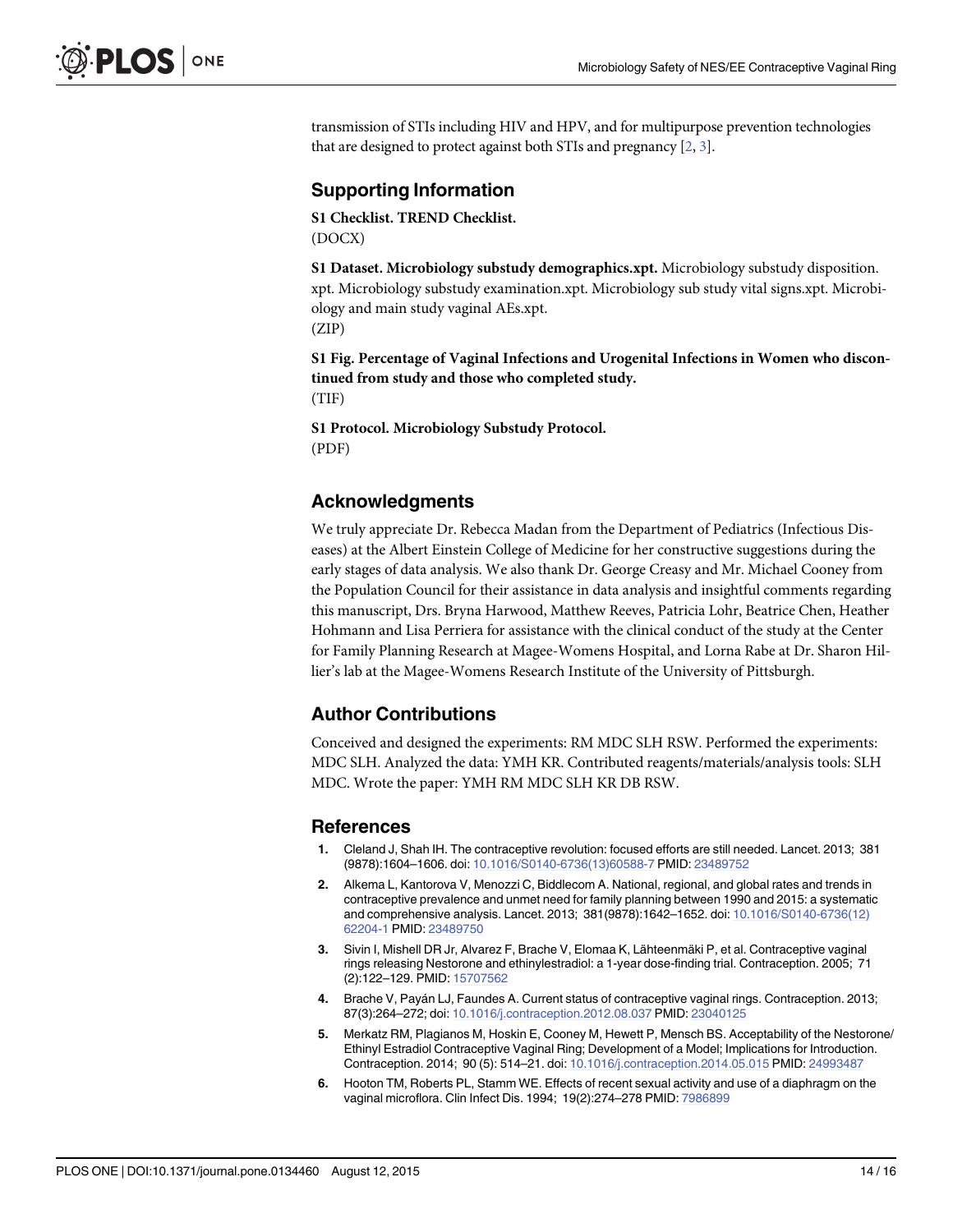transmission of STIs including HIV and HPV, and for multipurpose prevention technologies that are designed to protect against both STIs and pregnancy [2, 3].

## Supporting Information

**S1 Checklist. TREND Checklist.**
(DOCX)

**S1 Dataset. Microbiology substudy demographics.xpt.** Microbiology substudy disposition. xpt. Microbiology substudy examination.xpt. Microbiology sub study vital signs.xpt. Microbiology and main study vaginal AEs.xpt.
(ZIP)

**S1 Fig. Percentage of Vaginal Infections and Urogenital Infections in Women who discontinued from study and those who completed study.**
(TIF)

**S1 Protocol. Microbiology Substudy Protocol.**
(PDF)

## Acknowledgments

We truly appreciate Dr. Rebecca Madan from the Department of Pediatrics (Infectious Diseases) at the Albert Einstein College of Medicine for her constructive suggestions during the early stages of data analysis. We also thank Dr. George Creasy and Mr. Michael Cooney from the Population Council for their assistance in data analysis and insightful comments regarding this manuscript, Drs. Bryna Harwood, Matthew Reeves, Patricia Lohr, Beatrice Chen, Heather Hohmann and Lisa Perriera for assistance with the clinical conduct of the study at the Center for Family Planning Research at Magee-Womens Hospital, and Lorna Rabe at Dr. Sharon Hillier's lab at the Magee-Womens Research Institute of the University of Pittsburgh.

## Author Contributions

Conceived and designed the experiments: RM MDC SLH RSW. Performed the experiments: MDC SLH. Analyzed the data: YMH KR. Contributed reagents/materials/analysis tools: SLH MDC. Wrote the paper: YMH RM MDC SLH KR DB RSW.

## References

1. Cleland J, Shah IH. The contraceptive revolution: focused efforts are still needed. Lancet. 2013; 381 (9878):1604–1606. doi: 10.1016/S0140-6736(13)60588-7 PMID: 23489752
2. Alkema L, Kantorova V, Menozzi C, Biddlecom A. National, regional, and global rates and trends in contraceptive prevalence and unmet need for family planning between 1990 and 2015: a systematic and comprehensive analysis. Lancet. 2013; 381(9878):1642–1652. doi: 10.1016/S0140-6736(12) 62204-1 PMID: 23489750
3. Sivin I, Mishell DR Jr, Alvarez F, Brache V, Elomaa K, Lähteenmäki P, et al. Contraceptive vaginal rings releasing Nestorone and ethinylestradiol: a 1-year dose-finding trial. Contraception. 2005; 71 (2):122–129. PMID: 15707562
4. Brache V, Payán LJ, Faundes A. Current status of contraceptive vaginal rings. Contraception. 2013; 87(3):264–272; doi: 10.1016/j.contraception.2012.08.037 PMID: 23040125
5. Merkatz RM, Plagianos M, Hoskin E, Cooney M, Hewett P, Mensch BS. Acceptability of the Nestorone/ Ethinyl Estradiol Contraceptive Vaginal Ring; Development of a Model; Implications for Introduction. Contraception. 2014; 90 (5): 514–21. doi: 10.1016/j.contraception.2014.05.015 PMID: 24993487
6. Hooton TM, Roberts PL, Stamm WE. Effects of recent sexual activity and use of a diaphragm on the vaginal microflora. Clin Infect Dis. 1994; 19(2):274–278 PMID: 7986899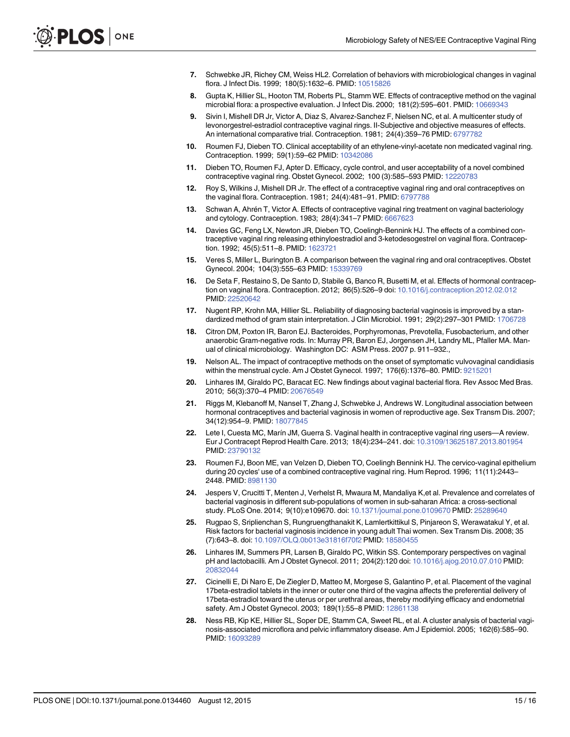7. Schwebke JR, Richey CM, Weiss HL2. Correlation of behaviors with microbiological changes in vaginal flora. J Infect Dis. 1999; 180(5):1632–6. PMID: 10515826
8. Gupta K, Hillier SL, Hooton TM, Roberts PL, Stamm WE. Effects of contraceptive method on the vaginal microbial flora: a prospective evaluation. J Infect Dis. 2000; 181(2):595–601. PMID: 10669343
9. Sivin I, Mishell DR Jr, Victor A, Diaz S, Alvarez-Sanchez F, Nielsen NC, et al. A multicenter study of levonorgestrel-estradiol contraceptive vaginal rings. II-Subjective and objective measures of effects. An international comparative trial. Contraception. 1981; 24(4):359–76 PMID: 6797782
10. Roumen FJ, Dieben TO. Clinical acceptability of an ethylene-vinyl-acetate non medicated vaginal ring. Contraception. 1999; 59(1):59–62 PMID: 10342086
11. Dieben TO, Roumen FJ, Apter D. Efficacy, cycle control, and user acceptability of a novel combined contraceptive vaginal ring. Obstet Gynecol. 2002; 100 (3):585–593 PMID: 12220783
12. Roy S, Wilkins J, Mishell DR Jr. The effect of a contraceptive vaginal ring and oral contraceptives on the vaginal flora. Contraception. 1981; 24(4):481–91. PMID: 6797788
13. Schwan A, Ahrén T, Victor A. Effects of contraceptive vaginal ring treatment on vaginal bacteriology and cytology. Contraception. 1983; 28(4):341–7 PMID: 6667623
14. Davies GC, Feng LX, Newton JR, Dieben TO, Coelingh-Bennink HJ. The effects of a combined contraceptive vaginal ring releasing ethinyloestradiol and 3-ketodesogestrel on vaginal flora. Contraception. 1992; 45(5):511–8. PMID: 1623721
15. Veres S, Miller L, Burington B. A comparison between the vaginal ring and oral contraceptives. Obstet Gynecol. 2004; 104(3):555–63 PMID: 15339769
16. De Seta F, Restaino S, De Santo D, Stabile G, Banco R, Busetti M, et al. Effects of hormonal contraception on vaginal flora. Contraception. 2012; 86(5):526–9 doi: 10.1016/j.contraception.2012.02.012 PMID: 22520642
17. Nugent RP, Krohn MA, Hillier SL. Reliability of diagnosing bacterial vaginosis is improved by a standardized method of gram stain interpretation. J Clin Microbiol. 1991; 29(2):297–301 PMID: 1706728
18. Citron DM, Poxton IR, Baron EJ. Bacteroides, Porphyromonas, Prevotella, Fusobacterium, and other anaerobic Gram-negative rods. In: Murray PR, Baron EJ, Jorgensen JH, Landry ML, Pfaller MA. Manual of clinical microbiology. Washington DC: ASM Press. 2007 p. 911–932.,
19. Nelson AL. The impact of contraceptive methods on the onset of symptomatic vulvovaginal candidiasis within the menstrual cycle. Am J Obstet Gynecol. 1997; 176(6):1376–80. PMID: 9215201
20. Linhares IM, Giraldo PC, Baracat EC. New findings about vaginal bacterial flora. Rev Assoc Med Bras. 2010; 56(3):370–4 PMID: 20676549
21. Riggs M, Klebanoff M, Nansel T, Zhang J, Schwebke J, Andrews W. Longitudinal association between hormonal contraceptives and bacterial vaginosis in women of reproductive age. Sex Transm Dis. 2007; 34(12):954–9. PMID: 18077845
22. Lete I, Cuesta MC, Marín JM, Guerra S. Vaginal health in contraceptive vaginal ring users—A review. Eur J Contracept Reprod Health Care. 2013; 18(4):234–241. doi: 10.3109/13625187.2013.801954 PMID: 23790132
23. Roumen FJ, Boon ME, van Velzen D, Dieben TO, Coelingh Bennink HJ. The cervico-vaginal epithelium during 20 cycles' use of a combined contraceptive vaginal ring. Hum Reprod. 1996; 11(11):2443–2448. PMID: 8981130
24. Jespers V, Crucitti T, Menten J, Verhelst R, Mwaura M, Mandaliya K,et al. Prevalence and correlates of bacterial vaginosis in different sub-populations of women in sub-saharan Africa: a cross-sectional study. PLoS One. 2014; 9(10):e109670. doi: 10.1371/journal.pone.0109670 PMID: 25289640
25. Rugpao S, Sriplienchan S, Rungruengthanakit K, Lamlertkittikul S, Pinjareon S, Werawatakul Y, et al. Risk factors for bacterial vaginosis incidence in young adult Thai women. Sex Transm Dis. 2008; 35 (7):643–8. doi: 10.1097/OLQ.0b013e31816f70f2 PMID: 18580455
26. Linhares IM, Summers PR, Larsen B, Giraldo PC, Witkin SS. Contemporary perspectives on vaginal pH and lactobacilli. Am J Obstet Gynecol. 2011; 204(2):120 doi: 10.1016/j.ajog.2010.07.010 PMID: 20832044
27. Cicinelli E, Di Naro E, De Ziegler D, Matteo M, Morgese S, Galantino P, et al. Placement of the vaginal 17beta-estradiol tablets in the inner or outer one third of the vagina affects the preferential delivery of 17beta-estradiol toward the uterus or per urethral areas, thereby modifying efficacy and endometrial safety. Am J Obstet Gynecol. 2003; 189(1):55–8 PMID: 12861138
28. Ness RB, Kip KE, Hillier SL, Soper DE, Stamm CA, Sweet RL, et al. A cluster analysis of bacterial vaginosis-associated microflora and pelvic inflammatory disease. Am J Epidemiol. 2005; 162(6):585–90. PMID: 16093289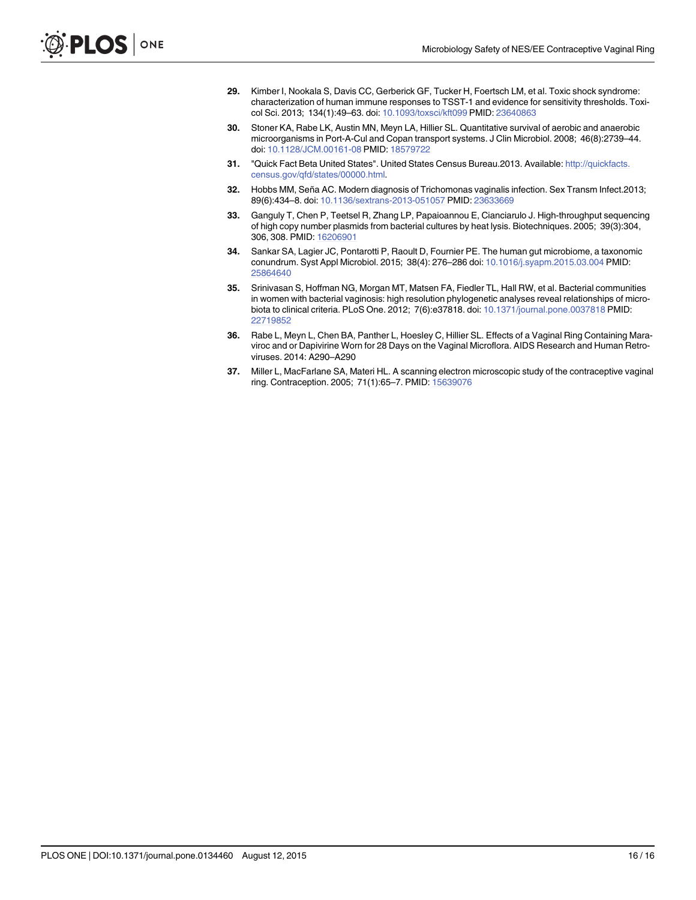29. Kimber I, Nookala S, Davis CC, Gerberick GF, Tucker H, Foertsch LM, et al. Toxic shock syndrome: characterization of human immune responses to TSST-1 and evidence for sensitivity thresholds. Toxicol Sci. 2013; 134(1):49–63. doi: 10.1093/toxsci/kft099 PMID: 23640863

30. Stoner KA, Rabe LK, Austin MN, Meyn LA, Hillier SL. Quantitative survival of aerobic and anaerobic microorganisms in Port-A-Cul and Copan transport systems. J Clin Microbiol. 2008; 46(8):2739–44. doi: 10.1128/JCM.00161-08 PMID: 18579722

31. "Quick Fact Beta United States". United States Census Bureau.2013. Available: http://quickfacts.census.gov/qfd/states/00000.html.

32. Hobbs MM, Seña AC. Modern diagnosis of Trichomonas vaginalis infection. Sex Transm Infect.2013; 89(6):434–8. doi: 10.1136/sextrans-2013-051057 PMID: 23633669

33. Ganguly T, Chen P, Teetsel R, Zhang LP, Papaioannou E, Cianciarulo J. High-throughput sequencing of high copy number plasmids from bacterial cultures by heat lysis. Biotechniques. 2005; 39(3):304, 306, 308. PMID: 16206901

34. Sankar SA, Lagier JC, Pontarotti P, Raoult D, Fournier PE. The human gut microbiome, a taxonomic conundrum. Syst Appl Microbiol. 2015; 38(4): 276–286 doi: 10.1016/j.syapm.2015.03.004 PMID: 25864640

35. Srinivasan S, Hoffman NG, Morgan MT, Matsen FA, Fiedler TL, Hall RW, et al. Bacterial communities in women with bacterial vaginosis: high resolution phylogenetic analyses reveal relationships of microbiota to clinical criteria. PLoS One. 2012; 7(6):e37818. doi: 10.1371/journal.pone.0037818 PMID: 22719852

36. Rabe L, Meyn L, Chen BA, Panther L, Hoesley C, Hillier SL. Effects of a Vaginal Ring Containing Maraviroc and or Dapivirine Worn for 28 Days on the Vaginal Microflora. AIDS Research and Human Retroviruses. 2014: A290–A290

37. Miller L, MacFarlane SA, Materi HL. A scanning electron microscopic study of the contraceptive vaginal ring. Contraception. 2005; 71(1):65–7. PMID: 15639076